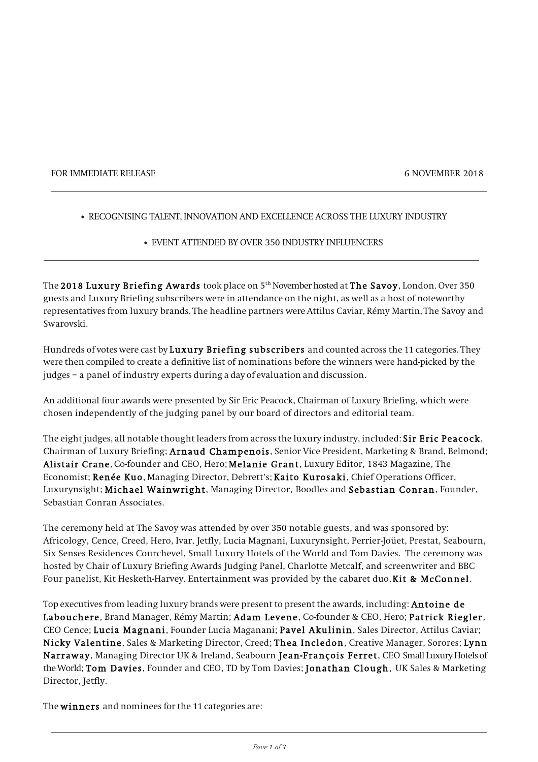FOR IMMEDIATE RELEASE 6 NOVEMBER 2018

---

- RECOGNISING TALENT, INNOVATION AND EXCELLENCE ACROSS THE LUXURY INDUSTRY
- EVENT ATTENDED BY OVER 350 INDUSTRY INFLUENCERS

---

The **2018 Luxury Briefing Awards** took place on 5th November hosted at **The Savoy**, London. Over 350 guests and Luxury Briefing subscribers were in attendance on the night, as well as a host of noteworthy representatives from luxury brands. The headline partners were Attilus Caviar, Rémy Martin, The Savoy and Swarovski.

Hundreds of votes were cast by **Luxury Briefing subscribers** and counted across the 11 categories. They were then compiled to create a definitive list of nominations before the winners were hand-picked by the judges – a panel of industry experts during a day of evaluation and discussion.

An additional four awards were presented by Sir Eric Peacock, Chairman of Luxury Briefing, which were chosen independently of the judging panel by our board of directors and editorial team.

The eight judges, all notable thought leaders from across the luxury industry, included: **Sir Eric Peacock**, Chairman of Luxury Briefing; **Arnaud Champenois**, Senior Vice President, Marketing & Brand, Belmond; **Alistair Crane**, Co-founder and CEO, Hero; **Melanie Grant**, Luxury Editor, 1843 Magazine, The Economist; **Renée Kuo**, Managing Director, Debrett's; **Kaito Kurosaki**, Chief Operations Officer, Luxurynsight; **Michael Wainwright**, Managing Director, Boodles and **Sebastian Conran**, Founder, Sebastian Conran Associates.

The ceremony held at The Savoy was attended by over 350 notable guests, and was sponsored by: Africology, Cence, Creed, Hero, Ivar, Jetfly, Lucia Magnani, Luxurynsight, Perrier-Jouët, Prestat, Seabourn, Six Senses Residences Courchevel, Small Luxury Hotels of the World and Tom Davies. The ceremony was hosted by Chair of Luxury Briefing Awards Judging Panel, Charlotte Metcalf, and screenwriter and BBC Four panelist, Kit Hesketh-Harvey. Entertainment was provided by the cabaret duo, **Kit & McConnel**.

Top executives from leading luxury brands were present to present the awards, including: **Antoine de Labouchere**, Brand Manager, Rémy Martin; **Adam Levene**, Co-founder & CEO, Hero; **Patrick Riegler**, CEO Cence; **Lucia Magnani**, Founder Lucia Maganani; **Pavel Akulinin**, Sales Director, Attilus Caviar; **Nicky Valentine**, Sales & Marketing Director, Creed; **Thea Incledon**, Creative Manager, Sorores; **Lynn Narraway**, Managing Director UK & Ireland, Seabourn **Jean-François Ferret**, CEO Small Luxury Hotels of the World; **Tom Davies**, Founder and CEO, TD by Tom Davies; **Jonathan Clough,** UK Sales & Marketing Director, Jetfly.

The **winners** and nominees for the 11 categories are: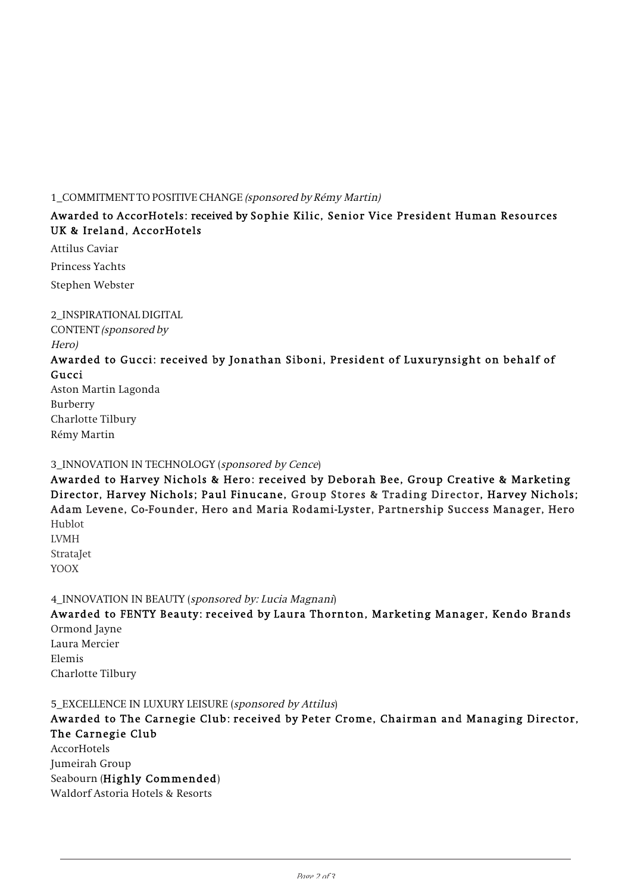1_COMMITMENT TO POSITIVE CHANGE *(sponsored by Rémy Martin)*

**Awarded to AccorHotels: received by Sophie Kilic, Senior Vice President Human Resources UK & Ireland, AccorHotels**

Attilus Caviar

Princess Yachts

Stephen Webster

2_INSPIRATIONAL DIGITAL CONTENT *(sponsored by Hero)*

**Awarded to Gucci: received by Jonathan Siboni, President of Luxurynsight on behalf of Gucci**

Aston Martin Lagonda

Burberry

Charlotte Tilbury

Rémy Martin

3_INNOVATION IN TECHNOLOGY (*sponsored by Cence*)

**Awarded to Harvey Nichols & Hero: received by Deborah Bee, Group Creative & Marketing Director, Harvey Nichols; Paul Finucane, Group Stores & Trading Director, Harvey Nichols; Adam Levene, Co-Founder, Hero and Maria Rodami-Lyster, Partnership Success Manager, Hero**

Hublot

LVMH

StrataJet

YOOX

4_INNOVATION IN BEAUTY (*sponsored by: Lucia Magnani*)

**Awarded to FENTY Beauty: received by Laura Thornton, Marketing Manager, Kendo Brands**

Ormond Jayne

Laura Mercier

Elemis

Charlotte Tilbury

5_EXCELLENCE IN LUXURY LEISURE (*sponsored by Attilus*)

**Awarded to The Carnegie Club: received by Peter Crome, Chairman and Managing Director, The Carnegie Club**

AccorHotels

Jumeirah Group

Seabourn (**Highly Commended**)

Waldorf Astoria Hotels & Resorts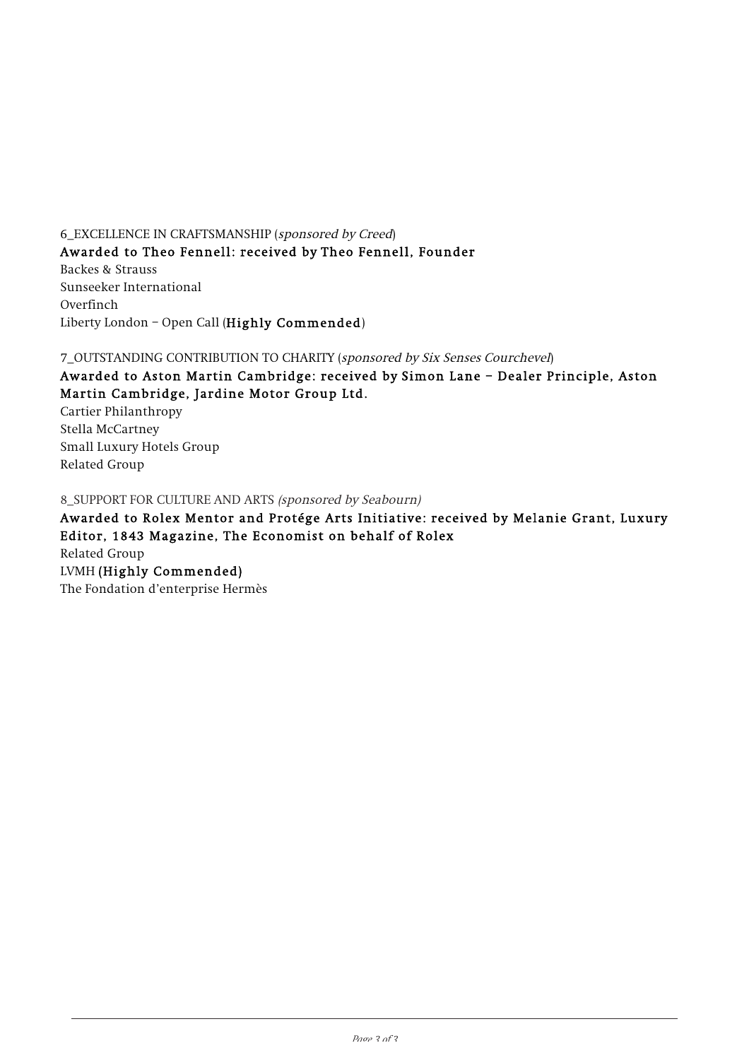6_EXCELLENCE IN CRAFTSMANSHIP (*sponsored by Creed*)
**Awarded to Theo Fennell: received by Theo Fennell, Founder**
Backes & Strauss
Sunseeker International
Overfinch
Liberty London – Open Call (**Highly Commended**)

7_OUTSTANDING CONTRIBUTION TO CHARITY (*sponsored by Six Senses Courchevel*)
**Awarded to Aston Martin Cambridge: received by Simon Lane – Dealer Principle, Aston Martin Cambridge, Jardine Motor Group Ltd.**
Cartier Philanthropy
Stella McCartney
Small Luxury Hotels Group
Related Group

8_SUPPORT FOR CULTURE AND ARTS *(sponsored by Seabourn)*
**Awarded to Rolex Mentor and Protége Arts Initiative: received by Melanie Grant, Luxury Editor, 1843 Magazine, The Economist on behalf of Rolex**
Related Group
LVMH **(Highly Commended)**
The Fondation d'enterprise Hermès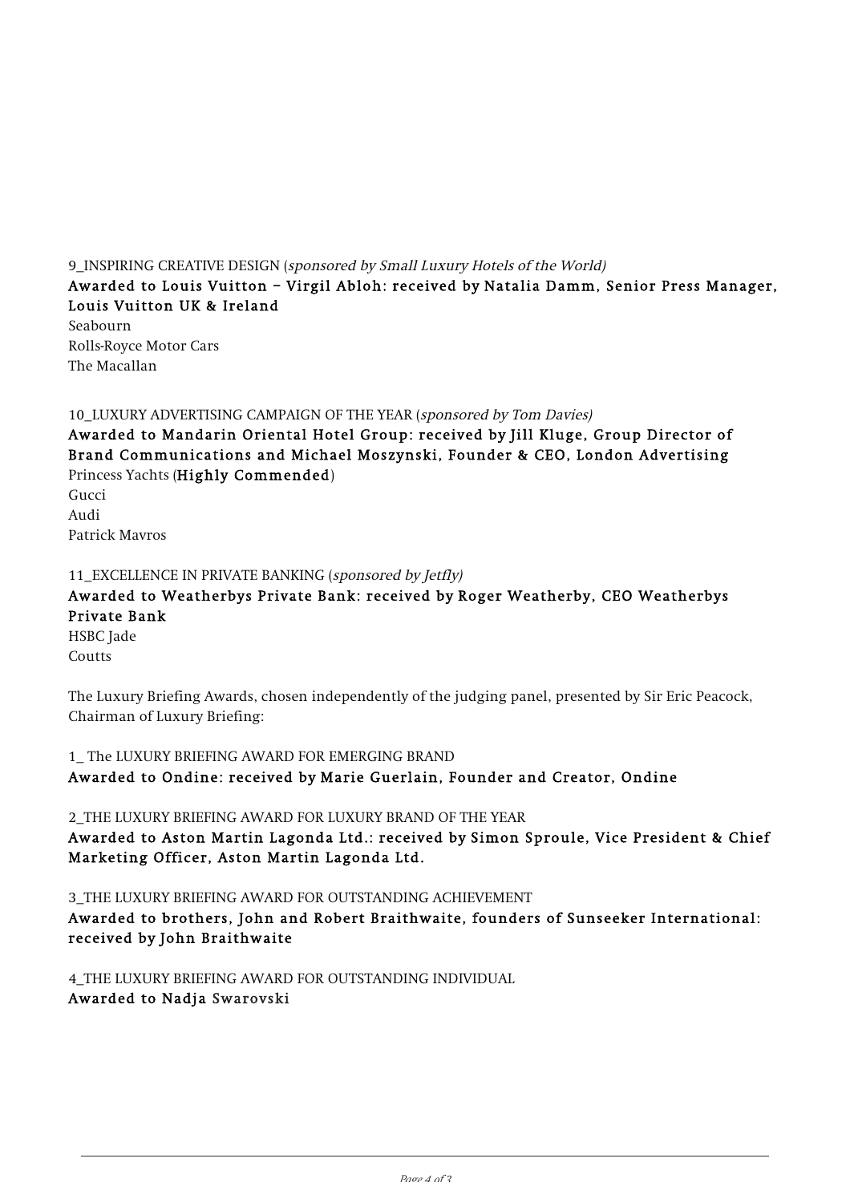9_INSPIRING CREATIVE DESIGN (*sponsored by Small Luxury Hotels of the World)*
**Awarded to Louis Vuitton – Virgil Abloh: received by Natalia Damm, Senior Press Manager, Louis Vuitton UK & Ireland**
Seabourn
Rolls-Royce Motor Cars
The Macallan

10_LUXURY ADVERTISING CAMPAIGN OF THE YEAR (*sponsored by Tom Davies)*
**Awarded to Mandarin Oriental Hotel Group: received by Jill Kluge, Group Director of Brand Communications and Michael Moszynski, Founder & CEO, London Advertising**
Princess Yachts (**Highly Commended**)
Gucci
Audi
Patrick Mavros

11_EXCELLENCE IN PRIVATE BANKING (*sponsored by Jetfly)*
**Awarded to Weatherbys Private Bank: received by Roger Weatherby, CEO Weatherbys Private Bank**
HSBC Jade
Coutts

The Luxury Briefing Awards, chosen independently of the judging panel, presented by Sir Eric Peacock, Chairman of Luxury Briefing:

1_ The LUXURY BRIEFING AWARD FOR EMERGING BRAND
**Awarded to Ondine: received by Marie Guerlain, Founder and Creator, Ondine**

2_THE LUXURY BRIEFING AWARD FOR LUXURY BRAND OF THE YEAR
**Awarded to Aston Martin Lagonda Ltd.: received by Simon Sproule, Vice President & Chief Marketing Officer, Aston Martin Lagonda Ltd.**

3_THE LUXURY BRIEFING AWARD FOR OUTSTANDING ACHIEVEMENT
**Awarded to brothers, John and Robert Braithwaite, founders of Sunseeker International: received by John Braithwaite**

4_THE LUXURY BRIEFING AWARD FOR OUTSTANDING INDIVIDUAL
**Awarded to Nadja** Swarovski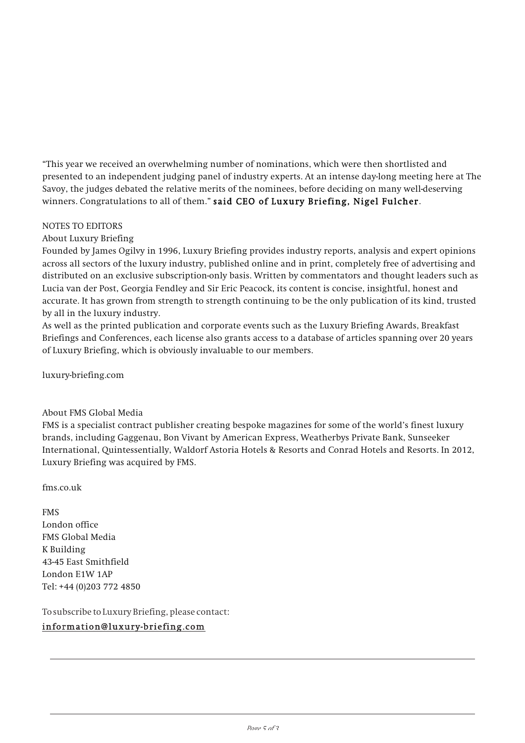"This year we received an overwhelming number of nominations, which were then shortlisted and presented to an independent judging panel of industry experts. At an intense day-long meeting here at The Savoy, the judges debated the relative merits of the nominees, before deciding on many well-deserving winners. Congratulations to all of them." **said CEO of Luxury Briefing, Nigel Fulcher**.

NOTES TO EDITORS

About Luxury Briefing

Founded by James Ogilvy in 1996, Luxury Briefing provides industry reports, analysis and expert opinions across all sectors of the luxury industry, published online and in print, completely free of advertising and distributed on an exclusive subscription-only basis. Written by commentators and thought leaders such as Lucia van der Post, Georgia Fendley and Sir Eric Peacock, its content is concise, insightful, honest and accurate. It has grown from strength to strength continuing to be the only publication of its kind, trusted by all in the luxury industry.

As well as the printed publication and corporate events such as the Luxury Briefing Awards, Breakfast Briefings and Conferences, each license also grants access to a database of articles spanning over 20 years of Luxury Briefing, which is obviously invaluable to our members.

luxury-briefing.com

About FMS Global Media

FMS is a specialist contract publisher creating bespoke magazines for some of the world's finest luxury brands, including Gaggenau, Bon Vivant by American Express, Weatherbys Private Bank, Sunseeker International, Quintessentially, Waldorf Astoria Hotels & Resorts and Conrad Hotels and Resorts. In 2012, Luxury Briefing was acquired by FMS.

fms.co.uk

FMS
London office
FMS Global Media
K Building
43-45 East Smithfield
London E1W 1AP
Tel: +44 (0)203 772 4850

To subscribe to Luxury Briefing, please contact:
information@luxury-briefing.com